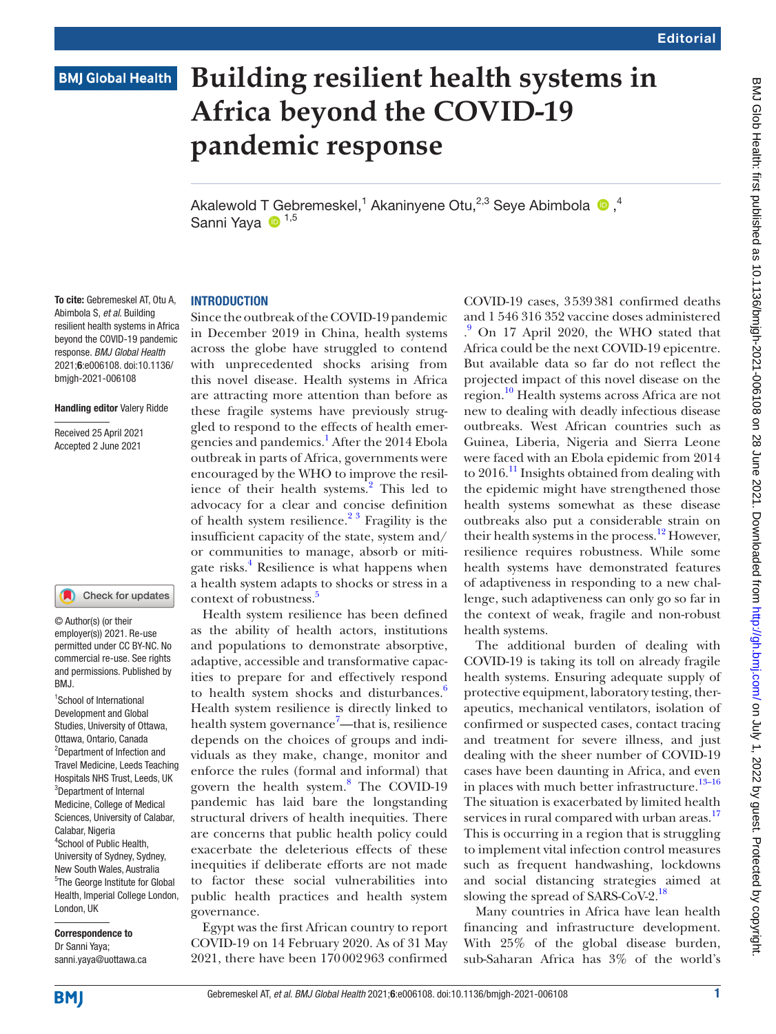# Building resilient health systems in Africa beyond the COVID-19 pandemic response

Akalewold T Gebremeskel,[1] Akaninyene Otu,[2,3] Seye Abimbola,[4] Sanni Yaya[1,5]

**To cite:** Gebremeskel AT, Otu A, Abimbola S, *et al*. Building resilient health systems in Africa beyond the COVID-19 pandemic response. *BMJ Global Health* 2021;**6**:e006108. doi:10.1136/bmjgh-2021-006108

**Handling editor** Valery Ridde

Received 25 April 2021
Accepted 2 June 2021

© Author(s) (or their employer(s)) 2021. Re-use permitted under CC BY-NC. No commercial re-use. See rights and permissions. Published by BMJ.

[1]School of International Development and Global Studies, University of Ottawa, Ottawa, Ontario, Canada
[2]Department of Infection and Travel Medicine, Leeds Teaching Hospitals NHS Trust, Leeds, UK
[3]Department of Internal Medicine, College of Medical Sciences, University of Calabar, Calabar, Nigeria
[4]School of Public Health, University of Sydney, Sydney, New South Wales, Australia
[5]The George Institute for Global Health, Imperial College London, London, UK

**Correspondence to**
Dr Sanni Yaya;
sanni.yaya@uottawa.ca

## INTRODUCTION

Since the outbreak of the COVID-19 pandemic in December 2019 in China, health systems across the globe have struggled to contend with unprecedented shocks arising from this novel disease. Health systems in Africa are attracting more attention than before as these fragile systems have previously struggled to respond to the effects of health emergencies and pandemics.[1] After the 2014 Ebola outbreak in parts of Africa, governments were encouraged by the WHO to improve the resilience of their health systems.[2] This led to advocacy for a clear and concise definition of health system resilience.[2,3] Fragility is the insufficient capacity of the state, system and/or communities to manage, absorb or mitigate risks.[4] Resilience is what happens when a health system adapts to shocks or stress in a context of robustness.[5]

Health system resilience has been defined as the ability of health actors, institutions and populations to demonstrate absorptive, adaptive, accessible and transformative capacities to prepare for and effectively respond to health system shocks and disturbances.[6] Health system resilience is directly linked to health system governance[7]—that is, resilience depends on the choices of groups and individuals as they make, change, monitor and enforce the rules (formal and informal) that govern the health system.[8] The COVID-19 pandemic has laid bare the longstanding structural drivers of health inequities. There are concerns that public health policy could exacerbate the deleterious effects of these inequities if deliberate efforts are not made to factor these social vulnerabilities into public health practices and health system governance.

Egypt was the first African country to report COVID-19 on 14 February 2020. As of 31 May 2021, there have been 170 002 963 confirmed COVID-19 cases, 3 539 381 confirmed deaths and 1 546 316 352 vaccine doses administered.[9] On 17 April 2020, the WHO stated that Africa could be the next COVID-19 epicentre. But available data so far do not reflect the projected impact of this novel disease on the region.[10] Health systems across Africa are not new to dealing with deadly infectious disease outbreaks. West African countries such as Guinea, Liberia, Nigeria and Sierra Leone were faced with an Ebola epidemic from 2014 to 2016.[11] Insights obtained from dealing with the epidemic might have strengthened those health systems somewhat as these disease outbreaks also put a considerable strain on their health systems in the process.[12] However, resilience requires robustness. While some health systems have demonstrated features of adaptiveness in responding to a new challenge, such adaptiveness can only go so far in the context of weak, fragile and non-robust health systems.

The additional burden of dealing with COVID-19 is taking its toll on already fragile health systems. Ensuring adequate supply of protective equipment, laboratory testing, therapeutics, mechanical ventilators, isolation of confirmed or suspected cases, contact tracing and treatment for severe illness, and just dealing with the sheer number of COVID-19 cases have been daunting in Africa, and even in places with much better infrastructure.[13–16] The situation is exacerbated by limited health services in rural compared with urban areas.[17] This is occurring in a region that is struggling to implement vital infection control measures such as frequent handwashing, lockdowns and social distancing strategies aimed at slowing the spread of SARS-CoV-2.[18]

Many countries in Africa have lean health financing and infrastructure development. With 25% of the global disease burden, sub-Saharan Africa has 3% of the world's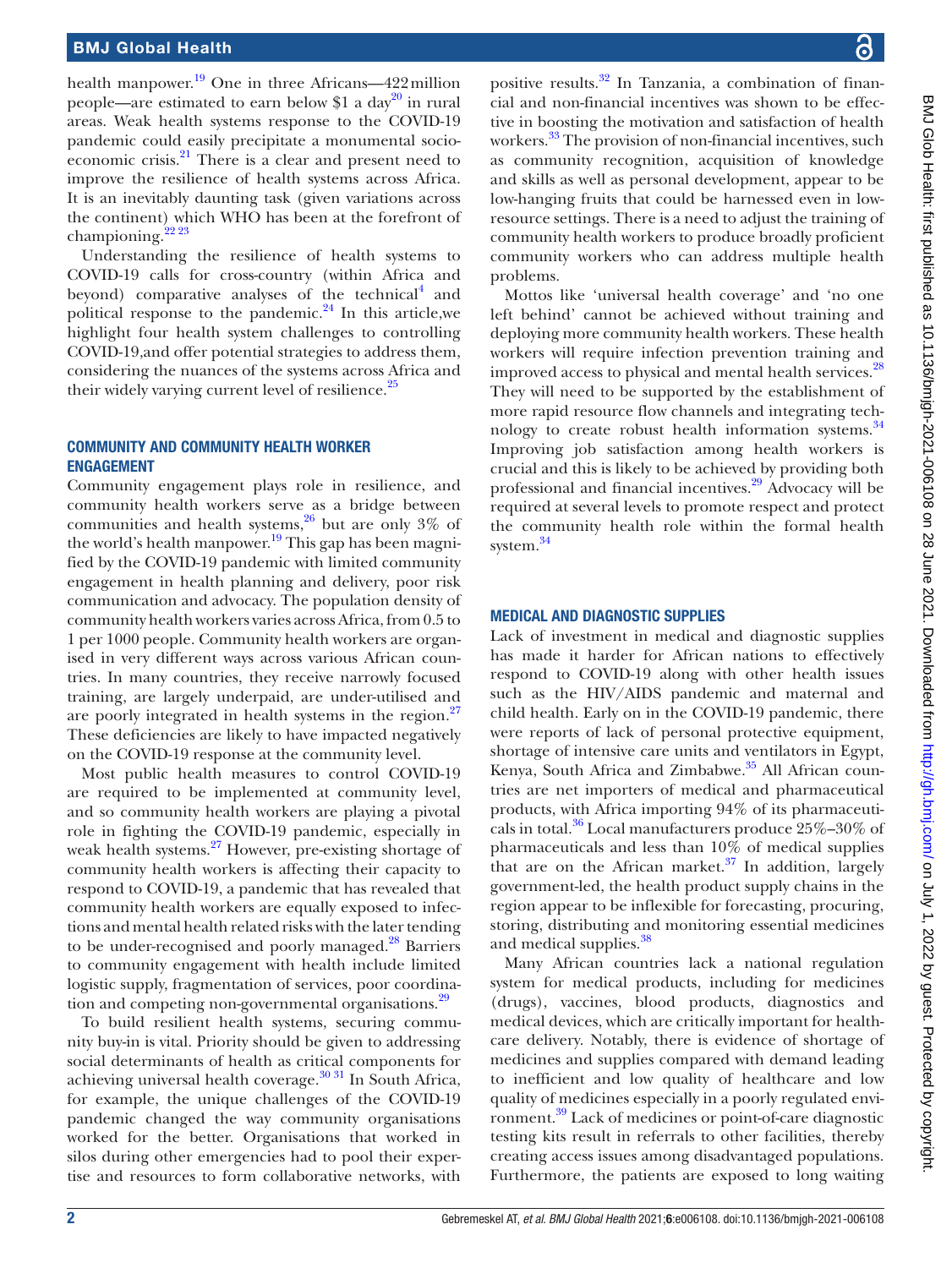health manpower.[19] One in three Africans—422 million people—are estimated to earn below $1 a day[20] in rural areas. Weak health systems response to the COVID-19 pandemic could easily precipitate a monumental socio-economic crisis.[21] There is a clear and present need to improve the resilience of health systems across Africa. It is an inevitably daunting task (given variations across the continent) which WHO has been at the forefront of championing.[22 23]

Understanding the resilience of health systems to COVID-19 calls for cross-country (within Africa and beyond) comparative analyses of the technical[4] and political response to the pandemic.[24] In this article,we highlight four health system challenges to controlling COVID-19,and offer potential strategies to address them, considering the nuances of the systems across Africa and their widely varying current level of resilience.[25]

## COMMUNITY AND COMMUNITY HEALTH WORKER ENGAGEMENT

Community engagement plays role in resilience, and community health workers serve as a bridge between communities and health systems,[26] but are only 3% of the world's health manpower.[19] This gap has been magnified by the COVID-19 pandemic with limited community engagement in health planning and delivery, poor risk communication and advocacy. The population density of community health workers varies across Africa, from 0.5 to 1 per 1000 people. Community health workers are organised in very different ways across various African countries. In many countries, they receive narrowly focused training, are largely underpaid, are under-utilised and are poorly integrated in health systems in the region.[27] These deficiencies are likely to have impacted negatively on the COVID-19 response at the community level.

Most public health measures to control COVID-19 are required to be implemented at community level, and so community health workers are playing a pivotal role in fighting the COVID-19 pandemic, especially in weak health systems.[27] However, pre-existing shortage of community health workers is affecting their capacity to respond to COVID-19, a pandemic that has revealed that community health workers are equally exposed to infections and mental health related risks with the later tending to be under-recognised and poorly managed.[28] Barriers to community engagement with health include limited logistic supply, fragmentation of services, poor coordination and competing non-governmental organisations.[29]

To build resilient health systems, securing community buy-in is vital. Priority should be given to addressing social determinants of health as critical components for achieving universal health coverage.[30 31] In South Africa, for example, the unique challenges of the COVID-19 pandemic changed the way community organisations worked for the better. Organisations that worked in silos during other emergencies had to pool their expertise and resources to form collaborative networks, with positive results.[32] In Tanzania, a combination of financial and non-financial incentives was shown to be effective in boosting the motivation and satisfaction of health workers.[33] The provision of non-financial incentives, such as community recognition, acquisition of knowledge and skills as well as personal development, appear to be low-hanging fruits that could be harnessed even in low-resource settings. There is a need to adjust the training of community health workers to produce broadly proficient community workers who can address multiple health problems.

Mottos like 'universal health coverage' and 'no one left behind' cannot be achieved without training and deploying more community health workers. These health workers will require infection prevention training and improved access to physical and mental health services.[28] They will need to be supported by the establishment of more rapid resource flow channels and integrating technology to create robust health information systems.[34] Improving job satisfaction among health workers is crucial and this is likely to be achieved by providing both professional and financial incentives.[29] Advocacy will be required at several levels to promote respect and protect the community health role within the formal health system.[34]

## MEDICAL AND DIAGNOSTIC SUPPLIES

Lack of investment in medical and diagnostic supplies has made it harder for African nations to effectively respond to COVID-19 along with other health issues such as the HIV/AIDS pandemic and maternal and child health. Early on in the COVID-19 pandemic, there were reports of lack of personal protective equipment, shortage of intensive care units and ventilators in Egypt, Kenya, South Africa and Zimbabwe.[35] All African countries are net importers of medical and pharmaceutical products, with Africa importing 94% of its pharmaceuticals in total.[36] Local manufacturers produce 25%–30% of pharmaceuticals and less than 10% of medical supplies that are on the African market.[37] In addition, largely government-led, the health product supply chains in the region appear to be inflexible for forecasting, procuring, storing, distributing and monitoring essential medicines and medical supplies.[38]

Many African countries lack a national regulation system for medical products, including for medicines (drugs), vaccines, blood products, diagnostics and medical devices, which are critically important for healthcare delivery. Notably, there is evidence of shortage of medicines and supplies compared with demand leading to inefficient and low quality of healthcare and low quality of medicines especially in a poorly regulated environment.[39] Lack of medicines or point-of-care diagnostic testing kits result in referrals to other facilities, thereby creating access issues among disadvantaged populations. Furthermore, the patients are exposed to long waiting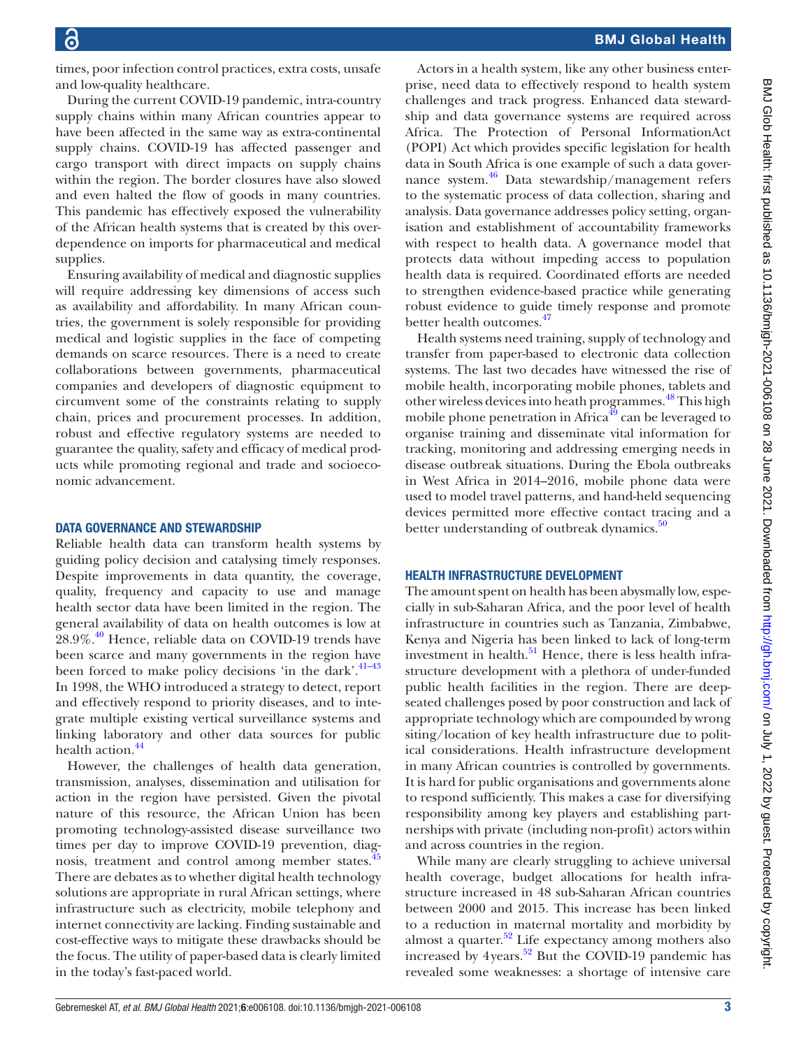times, poor infection control practices, extra costs, unsafe and low-quality healthcare.

During the current COVID-19 pandemic, intra-country supply chains within many African countries appear to have been affected in the same way as extra-continental supply chains. COVID-19 has affected passenger and cargo transport with direct impacts on supply chains within the region. The border closures have also slowed and even halted the flow of goods in many countries. This pandemic has effectively exposed the vulnerability of the African health systems that is created by this overdependence on imports for pharmaceutical and medical supplies.

Ensuring availability of medical and diagnostic supplies will require addressing key dimensions of access such as availability and affordability. In many African countries, the government is solely responsible for providing medical and logistic supplies in the face of competing demands on scarce resources. There is a need to create collaborations between governments, pharmaceutical companies and developers of diagnostic equipment to circumvent some of the constraints relating to supply chain, prices and procurement processes. In addition, robust and effective regulatory systems are needed to guarantee the quality, safety and efficacy of medical products while promoting regional and trade and socioeconomic advancement.

## DATA GOVERNANCE AND STEWARDSHIP

Reliable health data can transform health systems by guiding policy decision and catalysing timely responses. Despite improvements in data quantity, the coverage, quality, frequency and capacity to use and manage health sector data have been limited in the region. The general availability of data on health outcomes is low at 28.9%.[40] Hence, reliable data on COVID-19 trends have been scarce and many governments in the region have been forced to make policy decisions 'in the dark'.[41–43] In 1998, the WHO introduced a strategy to detect, report and effectively respond to priority diseases, and to integrate multiple existing vertical surveillance systems and linking laboratory and other data sources for public health action.[44]

However, the challenges of health data generation, transmission, analyses, dissemination and utilisation for action in the region have persisted. Given the pivotal nature of this resource, the African Union has been promoting technology-assisted disease surveillance two times per day to improve COVID-19 prevention, diagnosis, treatment and control among member states.[45] There are debates as to whether digital health technology solutions are appropriate in rural African settings, where infrastructure such as electricity, mobile telephony and internet connectivity are lacking. Finding sustainable and cost-effective ways to mitigate these drawbacks should be the focus. The utility of paper-based data is clearly limited in the today's fast-paced world.

Actors in a health system, like any other business enterprise, need data to effectively respond to health system challenges and track progress. Enhanced data stewardship and data governance systems are required across Africa. The Protection of Personal InformationAct (POPI) Act which provides specific legislation for health data in South Africa is one example of such a data governance system.[46] Data stewardship/management refers to the systematic process of data collection, sharing and analysis. Data governance addresses policy setting, organisation and establishment of accountability frameworks with respect to health data. A governance model that protects data without impeding access to population health data is required. Coordinated efforts are needed to strengthen evidence-based practice while generating robust evidence to guide timely response and promote better health outcomes.[47]

Health systems need training, supply of technology and transfer from paper-based to electronic data collection systems. The last two decades have witnessed the rise of mobile health, incorporating mobile phones, tablets and other wireless devices into heath programmes.[48] This high mobile phone penetration in Africa[49] can be leveraged to organise training and disseminate vital information for tracking, monitoring and addressing emerging needs in disease outbreak situations. During the Ebola outbreaks in West Africa in 2014–2016, mobile phone data were used to model travel patterns, and hand-held sequencing devices permitted more effective contact tracing and a better understanding of outbreak dynamics.[50]

## HEALTH INFRASTRUCTURE DEVELOPMENT

The amount spent on health has been abysmally low, especially in sub-Saharan Africa, and the poor level of health infrastructure in countries such as Tanzania, Zimbabwe, Kenya and Nigeria has been linked to lack of long-term investment in health.[51] Hence, there is less health infrastructure development with a plethora of under-funded public health facilities in the region. There are deep-seated challenges posed by poor construction and lack of appropriate technology which are compounded by wrong siting/location of key health infrastructure due to political considerations. Health infrastructure development in many African countries is controlled by governments. It is hard for public organisations and governments alone to respond sufficiently. This makes a case for diversifying responsibility among key players and establishing partnerships with private (including non-profit) actors within and across countries in the region.

While many are clearly struggling to achieve universal health coverage, budget allocations for health infrastructure increased in 48 sub-Saharan African countries between 2000 and 2015. This increase has been linked to a reduction in maternal mortality and morbidity by almost a quarter.[52] Life expectancy among mothers also increased by 4 years.[52] But the COVID-19 pandemic has revealed some weaknesses: a shortage of intensive care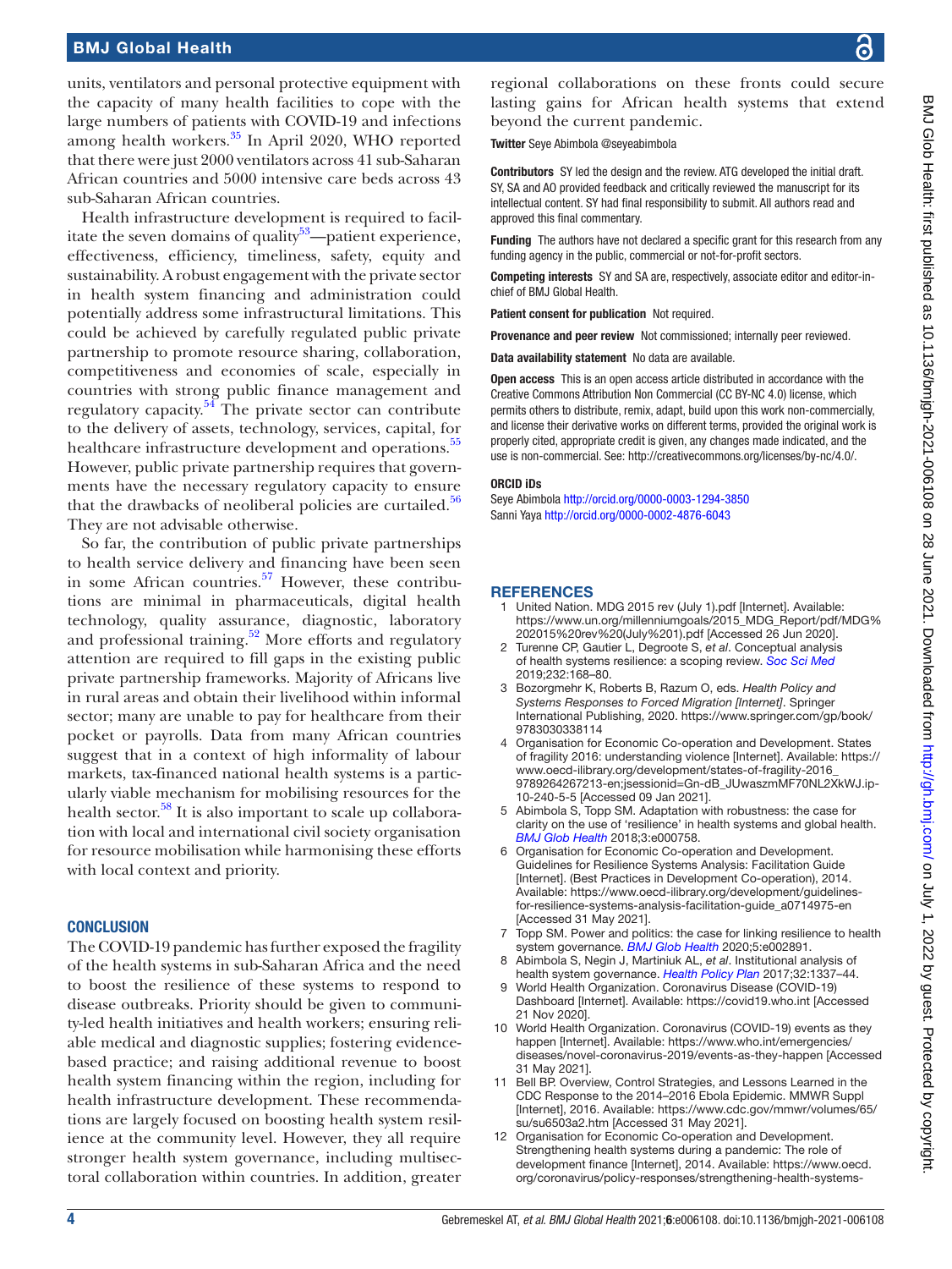units, ventilators and personal protective equipment with the capacity of many health facilities to cope with the large numbers of patients with COVID-19 and infections among health workers.[35] In April 2020, WHO reported that there were just 2000 ventilators across 41 sub-Saharan African countries and 5000 intensive care beds across 43 sub-Saharan African countries.

Health infrastructure development is required to facilitate the seven domains of quality[53]—patient experience, effectiveness, efficiency, timeliness, safety, equity and sustainability. A robust engagement with the private sector in health system financing and administration could potentially address some infrastructural limitations. This could be achieved by carefully regulated public private partnership to promote resource sharing, collaboration, competitiveness and economies of scale, especially in countries with strong public finance management and regulatory capacity.[54] The private sector can contribute to the delivery of assets, technology, services, capital, for healthcare infrastructure development and operations.[55] However, public private partnership requires that governments have the necessary regulatory capacity to ensure that the drawbacks of neoliberal policies are curtailed.[56] They are not advisable otherwise.

So far, the contribution of public private partnerships to health service delivery and financing have been seen in some African countries.[57] However, these contributions are minimal in pharmaceuticals, digital health technology, quality assurance, diagnostic, laboratory and professional training.[52] More efforts and regulatory attention are required to fill gaps in the existing public private partnership frameworks. Majority of Africans live in rural areas and obtain their livelihood within informal sector; many are unable to pay for healthcare from their pocket or payrolls. Data from many African countries suggest that in a context of high informality of labour markets, tax-financed national health systems is a particularly viable mechanism for mobilising resources for the health sector.[58] It is also important to scale up collaboration with local and international civil society organisation for resource mobilisation while harmonising these efforts with local context and priority.

## CONCLUSION

The COVID-19 pandemic has further exposed the fragility of the health systems in sub-Saharan Africa and the need to boost the resilience of these systems to respond to disease outbreaks. Priority should be given to community-led health initiatives and health workers; ensuring reliable medical and diagnostic supplies; fostering evidence-based practice; and raising additional revenue to boost health system financing within the region, including for health infrastructure development. These recommendations are largely focused on boosting health system resilience at the community level. However, they all require stronger health system governance, including multisectoral collaboration within countries. In addition, greater regional collaborations on these fronts could secure lasting gains for African health systems that extend beyond the current pandemic.

**Twitter** Seye Abimbola @seyeabimbola

**Contributors** SY led the design and the review. ATG developed the initial draft. SY, SA and AO provided feedback and critically reviewed the manuscript for its intellectual content. SY had final responsibility to submit. All authors read and approved this final commentary.

**Funding** The authors have not declared a specific grant for this research from any funding agency in the public, commercial or not-for-profit sectors.

**Competing interests** SY and SA are, respectively, associate editor and editor-in-chief of BMJ Global Health.

**Patient consent for publication** Not required.

**Provenance and peer review** Not commissioned; internally peer reviewed.

**Data availability statement** No data are available.

**Open access** This is an open access article distributed in accordance with the Creative Commons Attribution Non Commercial (CC BY-NC 4.0) license, which permits others to distribute, remix, adapt, build upon this work non-commercially, and license their derivative works on different terms, provided the original work is properly cited, appropriate credit is given, any changes made indicated, and the use is non-commercial. See: http://creativecommons.org/licenses/by-nc/4.0/.

**ORCID iDs**

Seye Abimbola http://orcid.org/0000-0003-1294-3850
Sanni Yaya http://orcid.org/0000-0002-4876-6043

## REFERENCES

1. United Nation. MDG 2015 rev (July 1).pdf [Internet]. Available: https://www.un.org/millenniumgoals/2015_MDG_Report/pdf/MDG%202015%20rev%20(July%201).pdf [Accessed 26 Jun 2020].
2. Turenne CP, Gautier L, Degroote S, *et al*. Conceptual analysis of health systems resilience: a scoping review. *Soc Sci Med* 2019;232:168–80.
3. Bozorgmehr K, Roberts B, Razum O, eds. *Health Policy and Systems Responses to Forced Migration [Internet]*. Springer International Publishing, 2020. https://www.springer.com/gp/book/9783030338114
4. Organisation for Economic Co-operation and Development. States of fragility 2016: understanding violence [Internet]. Available: https://www.oecd-ilibrary.org/development/states-of-fragility-2016_9789264267213-en;jsessionid=Gn-dB_JUwaszmMF70NL2XkWJ.ip-10-240-5-5 [Accessed 09 Jan 2021].
5. Abimbola S, Topp SM. Adaptation with robustness: the case for clarity on the use of 'resilience' in health systems and global health. *BMJ Glob Health* 2018;3:e000758.
6. Organisation for Economic Co-operation and Development. Guidelines for Resilience Systems Analysis: Facilitation Guide [Internet]. (Best Practices in Development Co-operation), 2014. Available: https://www.oecd-ilibrary.org/development/guidelines-for-resilience-systems-analysis-facilitation-guide_a0714975-en [Accessed 31 May 2021].
7. Topp SM. Power and politics: the case for linking resilience to health system governance. *BMJ Glob Health* 2020;5:e002891.
8. Abimbola S, Negin J, Martiniuk AL, *et al*. Institutional analysis of health system governance. *Health Policy Plan* 2017;32:1337–44.
9. World Health Organization. Coronavirus Disease (COVID-19) Dashboard [Internet]. Available: https://covid19.who.int [Accessed 21 Nov 2020].
10. World Health Organization. Coronavirus (COVID-19) events as they happen [Internet]. Available: https://www.who.int/emergencies/diseases/novel-coronavirus-2019/events-as-they-happen [Accessed 31 May 2021].
11. Bell BP. Overview, Control Strategies, and Lessons Learned in the CDC Response to the 2014–2016 Ebola Epidemic. MMWR Suppl [Internet], 2016. Available: https://www.cdc.gov/mmwr/volumes/65/su/su6503a2.htm [Accessed 31 May 2021].
12. Organisation for Economic Co-operation and Development. Strengthening health systems during a pandemic: The role of development finance [Internet], 2014. Available: https://www.oecd.org/coronavirus/policy-responses/strengthening-health-systems-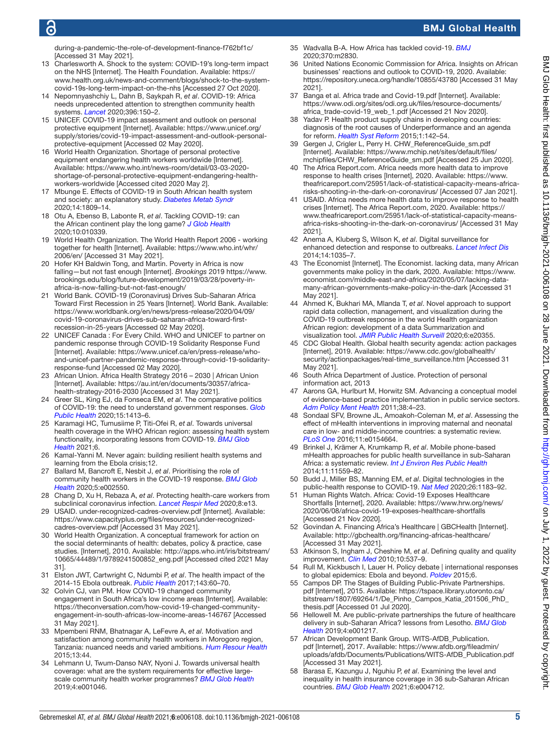during-a-pandemic-the-role-of-development-finance-f762bf1c/ [Accessed 31 May 2021].

13 Charlesworth A. Shock to the system: COVID-19's long-term impact on the NHS [Internet]. The Health Foundation. Available: https://www.health.org.uk/news-and-comment/blogs/shock-to-the-system-covid-19s-long-term-impact-on-the-nhs [Accessed 27 Oct 2020].
14 Nepomnyashchiy L, Dahn B, Saykpah R, *et al*. COVID-19: Africa needs unprecedented attention to strengthen community health systems. *Lancet* 2020;396:150–2.
15 UNICEF. COVID-19 impact assessment and outlook on personal protective equipment [Internet]. Available: https://www.unicef.org/supply/stories/covid-19-impact-assessment-and-outlook-personal-protective-equipment [Accessed 02 May 2020].
16 World Health Organization. Shortage of personal protective equipment endangering health workers worldwide [Internet]. Available: https://www.who.int/news-room/detail/03-03-2020-shortage-of-personal-protective-equipment-endangering-health-workers-worldwide [Accessed cited 2020 May 2].
17 Mbunge E. Effects of COVID-19 in South African health system and society: an explanatory study. *Diabetes Metab Syndr* 2020;14:1809–14.
18 Otu A, Ebenso B, Labonte R, *et al*. Tackling COVID-19: can the African continent play the long game? *J Glob Health* 2020;10:010339.
19 World Health Organization. The World Health Report 2006 - working together for health [Internet]. Available: https://www.who.int/whr/2006/en/ [Accessed 31 May 2021].
20 Hofer KH Baldwin Tong, and Martin. Poverty in Africa is now falling—but not fast enough [Internet]. *Brookings* 2019 https://www.brookings.edu/blog/future-development/2019/03/28/poverty-in-africa-is-now-falling-but-not-fast-enough/
21 World Bank. COVID-19 (Coronavirus) Drives Sub-Saharan Africa Toward First Recession in 25 Years [Internet]. World Bank. Available: https://www.worldbank.org/en/news/press-release/2020/04/09/covid-19-coronavirus-drives-sub-saharan-africa-toward-first-recession-in-25-years [Accessed 02 May 2020].
22 UNICEF Canada : For Every Child. WHO and UNICEF to partner on pandemic response through COVID-19 Solidarity Response Fund [Internet]. Available: https://www.unicef.ca/en/press-release/who-and-unicef-partner-pandemic-response-through-covid-19-solidarity-response-fund [Accessed 02 May 2020].
23 African Union. Africa Health Strategy 2016 – 2030 | African Union [Internet]. Available: https://au.int/en/documents/30357/africa-health-strategy-2016-2030 [Accessed 31 May 2021].
24 Greer SL, King EJ, da Fonseca EM, *et al*. The comparative politics of COVID-19: the need to understand government responses. *Glob Public Health* 2020;15:1413–6.
25 Karamagi HC, Tumusiime P, Titi-Ofei R, *et al*. Towards universal health coverage in the WHO African region: assessing health system functionality, incorporating lessons from COVID-19. *BMJ Glob Health* 2021;6.
26 Kamal-Yanni M. Never again: building resilient health systems and learning from the Ebola crisis;12.
27 Ballard M, Bancroft E, Nesbit J, *et al*. Prioritising the role of community health workers in the COVID-19 response. *BMJ Glob Health* 2020;5:e002550.
28 Chang D, Xu H, Rebaza A, *et al*. Protecting health-care workers from subclinical coronavirus infection. *Lancet Respir Med* 2020;8:e13.
29 USAID. under-recognized-cadres-overview.pdf [Internet]. Available: https://www.capacityplus.org/files/resources/under-recognized-cadres-overview.pdf [Accessed 31 May 2021].
30 World Health Organization. A conceptual framework for action on the social determinants of health: debates, policy & practice, case studies. [Internet], 2010. Available: http://apps.who.int/iris/bitstream/10665/44489/1/9789241500852_eng.pdf [Accessed cited 2021 May 31].
31 Elston JWT, Cartwright C, Ndumbi P, *et al*. The health impact of the 2014-15 Ebola outbreak. *Public Health* 2017;143:60–70.
32 Colvin CJ, van PM. How COVID-19 changed community engagement in South Africa's low income areas [Internet]. Available: https://theconversation.com/how-covid-19-changed-community-engagement-in-south-africas-low-income-areas-146767 [Accessed 31 May 2021].
33 Mpembeni RNM, Bhatnagar A, LeFevre A, *et al*. Motivation and satisfaction among community health workers in Morogoro region, Tanzania: nuanced needs and varied ambitions. *Hum Resour Health* 2015;13:44.
34 Lehmann U, Twum-Danso NAY, Nyoni J. Towards universal health coverage: what are the system requirements for effective large-scale community health worker programmes? *BMJ Glob Health* 2019;4:e001046.
35 Wadvalla B-A. How Africa has tackled covid-19. *BMJ* 2020;370:m2830.
36 United Nations Economic Commission for Africa. Insights on African businesses' reactions and outlook to COVID-19, 2020. Available: https://repository.uneca.org/handle/10855/43780 [Accessed 31 May 2021].
37 Banga et al. Africa trade and Covid-19.pdf [Internet]. Available: https://www.odi.org/sites/odi.org.uk/files/resource-documents/africa_trade-covid-19_web_1.pdf [Accessed 21 Nov 2020].
38 Yadav P. Health product supply chains in developing countries: diagnosis of the root causes of Underperformance and an agenda for reform. *Health Syst Reform* 2015;1:142–54.
39 Gergen J, Crigler L, Perry H. CHW_ReferenceGuide_sm.pdf [Internet]. Available: https://www.mchip.net/sites/default/files/mchipfiles/CHW_ReferenceGuide_sm.pdf [Accessed 25 Jun 2020].
40 The Africa Report.com. Africa needs more health data to improve response to health crises [Internet], 2020. Available: https://www.theafricareport.com/25951/lack-of-statistical-capacity-means-africa-risks-shooting-in-the-dark-on-coronavirus/ [Accessed 07 Jan 2021].
41 USAID. Africa needs more health data to improve response to health crises [Internet]. The Africa Report.com, 2020. Available: https://www.theafricareport.com/25951/lack-of-statistical-capacity-means-africa-risks-shooting-in-the-dark-on-coronavirus/ [Accessed 31 May 2021].
42 Anema A, Kluberg S, Wilson K, *et al*. Digital surveillance for enhanced detection and response to outbreaks. *Lancet Infect Dis* 2014;14:1035–7.
43 The Economist [Internet]. The Economist. lacking data, many African governments make policy in the dark, 2020. Available: https://www.economist.com/middle-east-and-africa/2020/05/07/lacking-data-many-african-governments-make-policy-in-the-dark [Accessed 31 May 2021].
44 Ahmed K, Bukhari MA, Mlanda T, *et al*. Novel approach to support rapid data collection, management, and visualization during the COVID-19 outbreak response in the world Health organization African region: development of a data Summarization and visualization tool. *JMIR Public Health Surveill* 2020;6:e20355.
45 CDC Global Health. Global health security agenda: action packages [Internet], 2019. Available: https://www.cdc.gov/globalhealth/security/actionpackages/real-time_surveillance.htm [Accessed 31 May 2021].
46 South Africa Department of Justice. Protection of personal information act, 2013
47 Aarons GA, Hurlburt M, Horwitz SM. Advancing a conceptual model of evidence-based practice implementation in public service sectors. *Adm Policy Ment Health* 2011;38:4–23.
48 Sondaal SFV, Browne JL, Amoakoh-Coleman M, *et al*. Assessing the effect of mHealth interventions in improving maternal and neonatal care in low- and middle-income countries: a systematic review. *PLoS One* 2016;11:e0154664.
49 Brinkel J, Krämer A, Krumkamp R, *et al*. Mobile phone-based mHealth approaches for public health surveillance in sub-Saharan Africa: a systematic review. *Int J Environ Res Public Health* 2014;11:11559–82.
50 Budd J, Miller BS, Manning EM, *et al*. Digital technologies in the public-health response to COVID-19. *Nat Med* 2020;26:1183–92.
51 Human Rights Watch. Africa: Covid-19 Exposes Healthcare Shortfalls [Internet], 2020. Available: https://www.hrw.org/news/2020/06/08/africa-covid-19-exposes-healthcare-shortfalls [Accessed 21 Nov 2020].
52 Govindan A. Financing Africa's Healthcare | GBCHealth [Internet]. Available: http://gbchealth.org/financing-africas-healthcare/ [Accessed 31 May 2021].
53 Atkinson S, Ingham J, Cheshire M, *et al*. Defining quality and quality improvement. *Clin Med* 2010;10:537–9.
54 Rull M, Kickbusch I, Lauer H. Policy debate | international responses to global epidemics: Ebola and beyond. *Poldev* 2015;6.
55 Campos DP. The Stages of Building Public-Private Partnerships. pdf [Internet], 2015. Available: https://tspace.library.utoronto.ca/bitstream/1807/69264/1/De_Pinho_Campos_Katia_201506_PhD_thesis.pdf [Accessed 01 Jul 2020].
56 Hellowell M. Are public-private partnerships the future of healthcare delivery in sub-Saharan Africa? lessons from Lesotho. *BMJ Glob Health* 2019;4:e001217.
57 African Development Bank Group. WITS-AfDB_Publication.pdf [Internet], 2017. Available: https://www.afdb.org/fileadmin/uploads/afdb/Documents/Publications/WITS-AfDB_Publication.pdf [Accessed 31 May 2021].
58 Barasa E, Kazungu J, Nguhiu P, *et al*. Examining the level and inequality in health insurance coverage in 36 sub-Saharan African countries. *BMJ Glob Health* 2021;6:e004712.